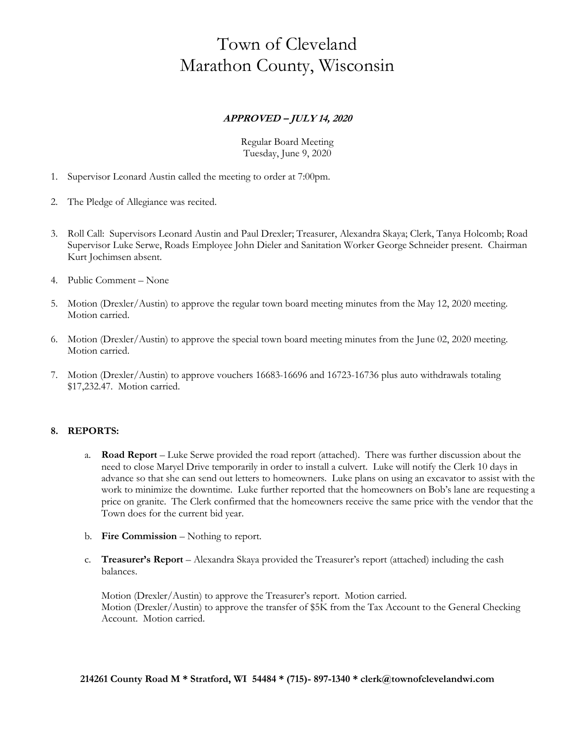# Town of Cleveland
# Marathon County, Wisconsin

***APPROVED – JULY 14, 2020***

Regular Board Meeting
Tuesday, June 9, 2020

1. Supervisor Leonard Austin called the meeting to order at 7:00pm.

2. The Pledge of Allegiance was recited.

3. Roll Call: Supervisors Leonard Austin and Paul Drexler; Treasurer, Alexandra Skaya; Clerk, Tanya Holcomb; Road Supervisor Luke Serwe, Roads Employee John Dieler and Sanitation Worker George Schneider present. Chairman Kurt Jochimsen absent.

4. Public Comment – None

5. Motion (Drexler/Austin) to approve the regular town board meeting minutes from the May 12, 2020 meeting. Motion carried.

6. Motion (Drexler/Austin) to approve the special town board meeting minutes from the June 02, 2020 meeting. Motion carried.

7. Motion (Drexler/Austin) to approve vouchers 16683-16696 and 16723-16736 plus auto withdrawals totaling $17,232.47. Motion carried.

8. **REPORTS:**

   a. **Road Report** – Luke Serwe provided the road report (attached). There was further discussion about the need to close Maryel Drive temporarily in order to install a culvert. Luke will notify the Clerk 10 days in advance so that she can send out letters to homeowners. Luke plans on using an excavator to assist with the work to minimize the downtime. Luke further reported that the homeowners on Bob's lane are requesting a price on granite. The Clerk confirmed that the homeowners receive the same price with the vendor that the Town does for the current bid year.

   b. **Fire Commission** – Nothing to report.

   c. **Treasurer's Report** – Alexandra Skaya provided the Treasurer's report (attached) including the cash balances.

      Motion (Drexler/Austin) to approve the Treasurer's report. Motion carried.
      Motion (Drexler/Austin) to approve the transfer of $5K from the Tax Account to the General Checking Account. Motion carried.

**214261 County Road M * Stratford, WI 54484 * (715)- 897-1340 * clerk@townofclevelandwi.com**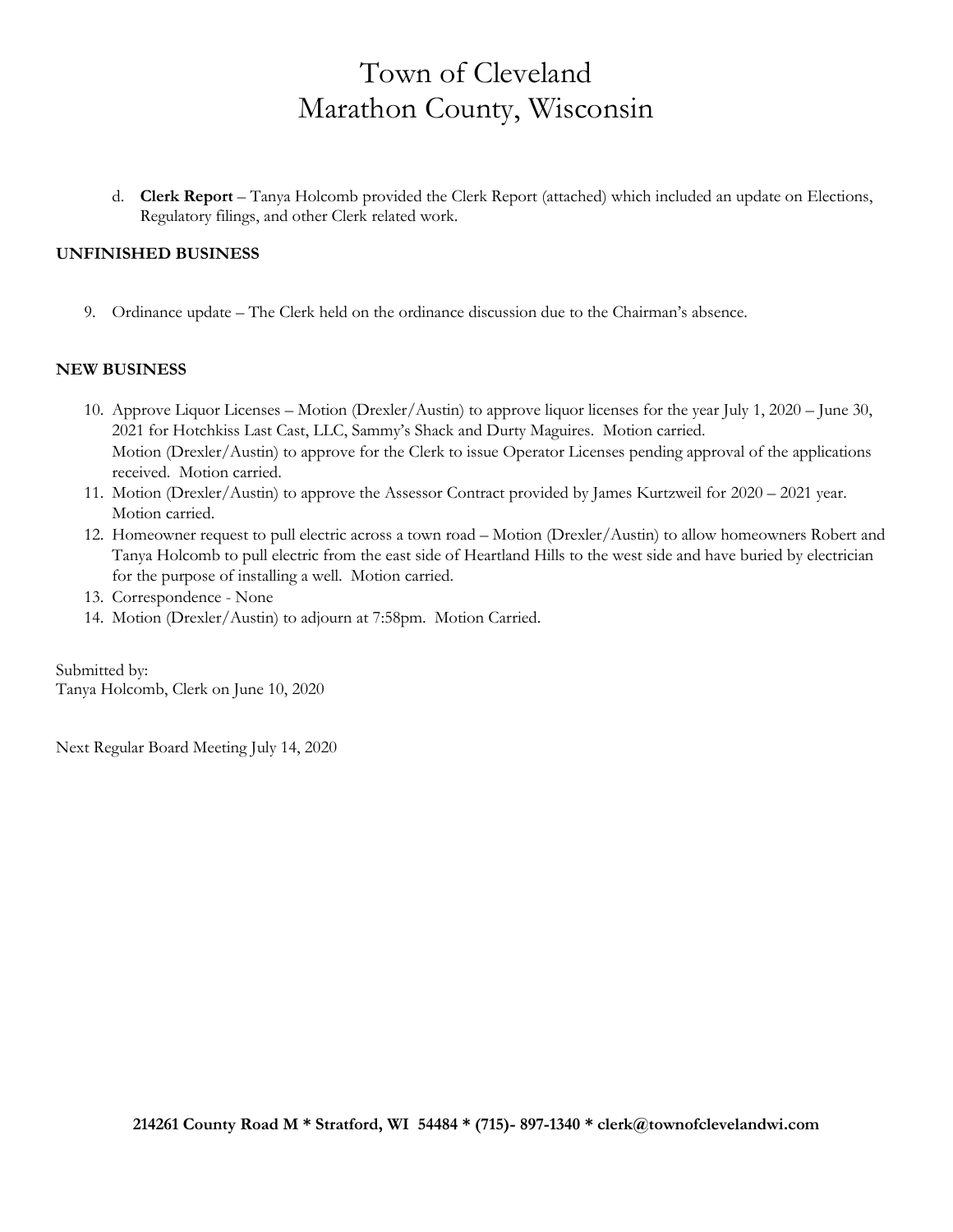# Town of Cleveland
# Marathon County, Wisconsin

d. **Clerk Report** – Tanya Holcomb provided the Clerk Report (attached) which included an update on Elections, Regulatory filings, and other Clerk related work.

**UNFINISHED BUSINESS**

9. Ordinance update – The Clerk held on the ordinance discussion due to the Chairman's absence.

**NEW BUSINESS**

10. Approve Liquor Licenses – Motion (Drexler/Austin) to approve liquor licenses for the year July 1, 2020 – June 30, 2021 for Hotchkiss Last Cast, LLC, Sammy's Shack and Durty Maguires. Motion carried.
    Motion (Drexler/Austin) to approve for the Clerk to issue Operator Licenses pending approval of the applications received. Motion carried.
11. Motion (Drexler/Austin) to approve the Assessor Contract provided by James Kurtzweil for 2020 – 2021 year. Motion carried.
12. Homeowner request to pull electric across a town road – Motion (Drexler/Austin) to allow homeowners Robert and Tanya Holcomb to pull electric from the east side of Heartland Hills to the west side and have buried by electrician for the purpose of installing a well. Motion carried.
13. Correspondence - None
14. Motion (Drexler/Austin) to adjourn at 7:58pm. Motion Carried.

Submitted by:
Tanya Holcomb, Clerk on June 10, 2020

Next Regular Board Meeting July 14, 2020

**214261 County Road M * Stratford, WI 54484 * (715)- 897-1340 * clerk@townofclevelandwi.com**